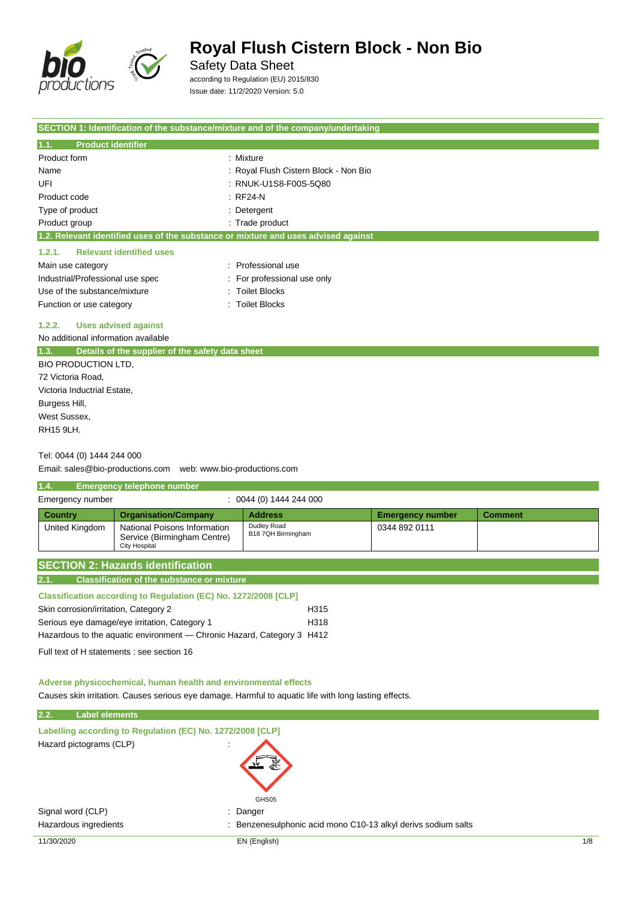# Royal Flush Cistern Block - Non Bio

Safety Data Sheet

according to Regulation (EU) 2015/830

Issue date: 11/2/2020 Version: 5.0

## SECTION 1: Identification of the substance/mixture and of the company/undertaking

### 1.1. Product identifier

| | |
|---|---|
| Product form | : Mixture |
| Name | : Royal Flush Cistern Block - Non Bio |
| UFI | : RNUK-U1S8-F00S-5Q80 |
| Product code | : RF24-N |
| Type of product | : Detergent |
| Product group | : Trade product |

### 1.2. Relevant identified uses of the substance or mixture and uses advised against

#### 1.2.1. Relevant identified uses

| | |
|---|---|
| Main use category | : Professional use |
| Industrial/Professional use spec | : For professional use only |
| Use of the substance/mixture | : Toilet Blocks |
| Function or use category | : Toilet Blocks |

#### 1.2.2. Uses advised against

No additional information available

### 1.3. Details of the supplier of the safety data sheet

BIO PRODUCTION LTD,
72 Victoria Road,
Victoria Inductrial Estate,
Burgess Hill,
West Sussex,
RH15 9LH.

Tel: 0044 (0) 1444 244 000

Email: sales@bio-productions.com web: www.bio-productions.com

### 1.4. Emergency telephone number

Emergency number : 0044 (0) 1444 244 000

| Country | Organisation/Company | Address | Emergency number | Comment |
|---|---|---|---|---|
| United Kingdom | National Poisons Information Service (Birmingham Centre) City Hospital | Dudley Road B18 7QH Birmingham | 0344 892 0111 | |

## SECTION 2: Hazards identification

### 2.1. Classification of the substance or mixture

**Classification according to Regulation (EC) No. 1272/2008 [CLP]**

| | |
|---|---|
| Skin corrosion/irritation, Category 2 | H315 |
| Serious eye damage/eye irritation, Category 1 | H318 |
| Hazardous to the aquatic environment — Chronic Hazard, Category 3 | H412 |

Full text of H statements : see section 16

**Adverse physicochemical, human health and environmental effects**

Causes skin irritation. Causes serious eye damage. Harmful to aquatic life with long lasting effects.

### 2.2. Label elements

**Labelling according to Regulation (EC) No. 1272/2008 [CLP]**

Hazard pictograms (CLP) :

GHS05

| | |
|---|---|
| Signal word (CLP) | : Danger |
| Hazardous ingredients | : Benzenesulphonic acid mono C10-13 alkyl derivs sodium salts |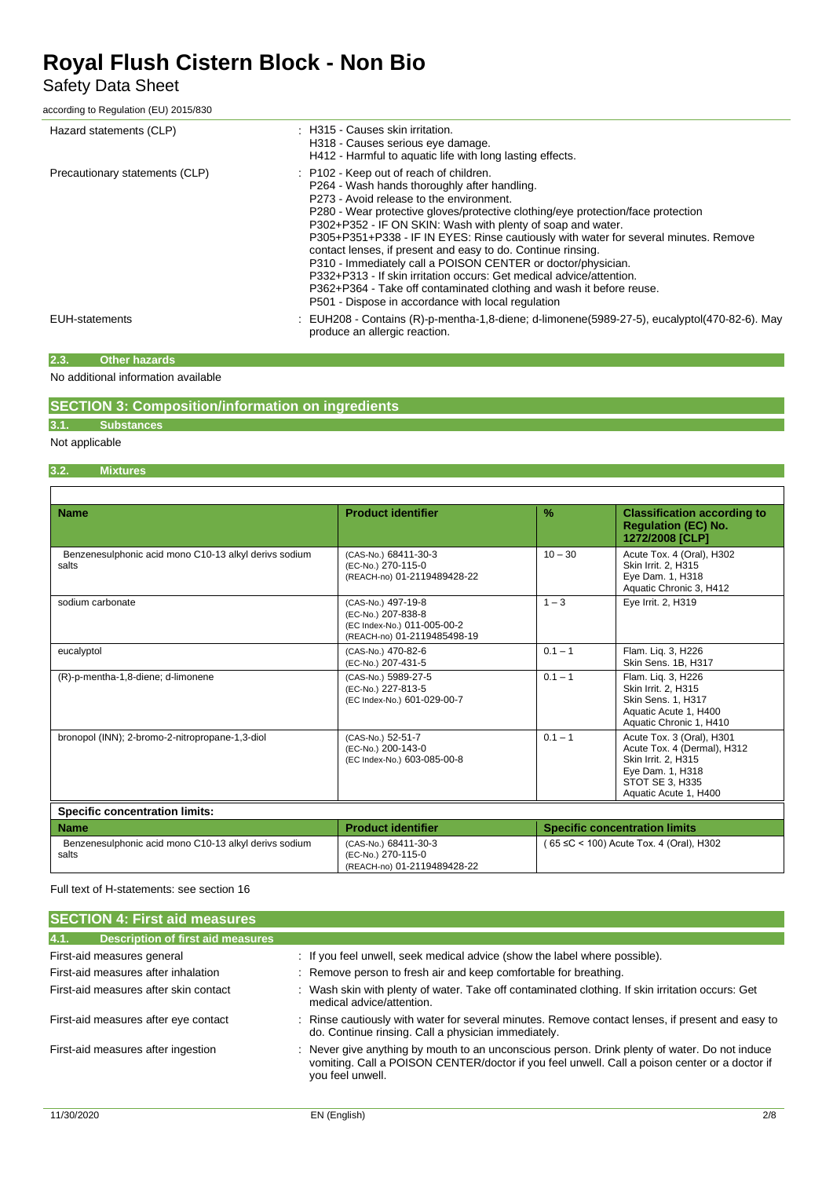| | |
|---|---|
| Hazard statements (CLP) | : H315 - Causes skin irritation.<br>H318 - Causes serious eye damage.<br>H412 - Harmful to aquatic life with long lasting effects. |
| Precautionary statements (CLP) | : P102 - Keep out of reach of children.<br>P264 - Wash hands thoroughly after handling.<br>P273 - Avoid release to the environment.<br>P280 - Wear protective gloves/protective clothing/eye protection/face protection<br>P302+P352 - IF ON SKIN: Wash with plenty of soap and water.<br>P305+P351+P338 - IF IN EYES: Rinse cautiously with water for several minutes. Remove contact lenses, if present and easy to do. Continue rinsing.<br>P310 - Immediately call a POISON CENTER or doctor/physician.<br>P332+P313 - If skin irritation occurs: Get medical advice/attention.<br>P362+P364 - Take off contaminated clothing and wash it before reuse.<br>P501 - Dispose in accordance with local regulation |
| EUH-statements | : EUH208 - Contains (R)-p-mentha-1,8-diene; d-limonene(5989-27-5), eucalyptol(470-82-6). May produce an allergic reaction. |

### 2.3. Other hazards

No additional information available

## SECTION 3: Composition/information on ingredients

### 3.1. Substances

Not applicable

### 3.2. Mixtures

| Name | Product identifier | % | Classification according to Regulation (EC) No. 1272/2008 [CLP] |
|---|---|---|---|
| Benzenesulphonic acid mono C10-13 alkyl derivs sodium salts | (CAS-No.) 68411-30-3<br>(EC-No.) 270-115-0<br>(REACH-no) 01-2119489428-22 | 10 – 30 | Acute Tox. 4 (Oral), H302<br>Skin Irrit. 2, H315<br>Eye Dam. 1, H318<br>Aquatic Chronic 3, H412 |
| sodium carbonate | (CAS-No.) 497-19-8<br>(EC-No.) 207-838-8<br>(EC Index-No.) 011-005-00-2<br>(REACH-no) 01-2119485498-19 | 1 – 3 | Eye Irrit. 2, H319 |
| eucalyptol | (CAS-No.) 470-82-6<br>(EC-No.) 207-431-5 | 0.1 – 1 | Flam. Liq. 3, H226<br>Skin Sens. 1B, H317 |
| (R)-p-mentha-1,8-diene; d-limonene | (CAS-No.) 5989-27-5<br>(EC-No.) 227-813-5<br>(EC Index-No.) 601-029-00-7 | 0.1 – 1 | Flam. Liq. 3, H226<br>Skin Irrit. 2, H315<br>Skin Sens. 1, H317<br>Aquatic Acute 1, H400<br>Aquatic Chronic 1, H410 |
| bronopol (INN); 2-bromo-2-nitropropane-1,3-diol | (CAS-No.) 52-51-7<br>(EC-No.) 200-143-0<br>(EC Index-No.) 603-085-00-8 | 0.1 – 1 | Acute Tox. 3 (Oral), H301<br>Acute Tox. 4 (Dermal), H312<br>Skin Irrit. 2, H315<br>Eye Dam. 1, H318<br>STOT SE 3, H335<br>Aquatic Acute 1, H400 |

**Specific concentration limits:**

| Name | Product identifier | Specific concentration limits |
|---|---|---|
| Benzenesulphonic acid mono C10-13 alkyl derivs sodium salts | (CAS-No.) 68411-30-3<br>(EC-No.) 270-115-0<br>(REACH-no) 01-2119489428-22 | ( 65 ≤C < 100) Acute Tox. 4 (Oral), H302 |

Full text of H-statements: see section 16

## SECTION 4: First aid measures

### 4.1. Description of first aid measures

| | |
|---|---|
| First-aid measures general | : If you feel unwell, seek medical advice (show the label where possible). |
| First-aid measures after inhalation | : Remove person to fresh air and keep comfortable for breathing. |
| First-aid measures after skin contact | : Wash skin with plenty of water. Take off contaminated clothing. If skin irritation occurs: Get medical advice/attention. |
| First-aid measures after eye contact | : Rinse cautiously with water for several minutes. Remove contact lenses, if present and easy to do. Continue rinsing. Call a physician immediately. |
| First-aid measures after ingestion | : Never give anything by mouth to an unconscious person. Drink plenty of water. Do not induce vomiting. Call a POISON CENTER/doctor if you feel unwell. Call a poison center or a doctor if you feel unwell. |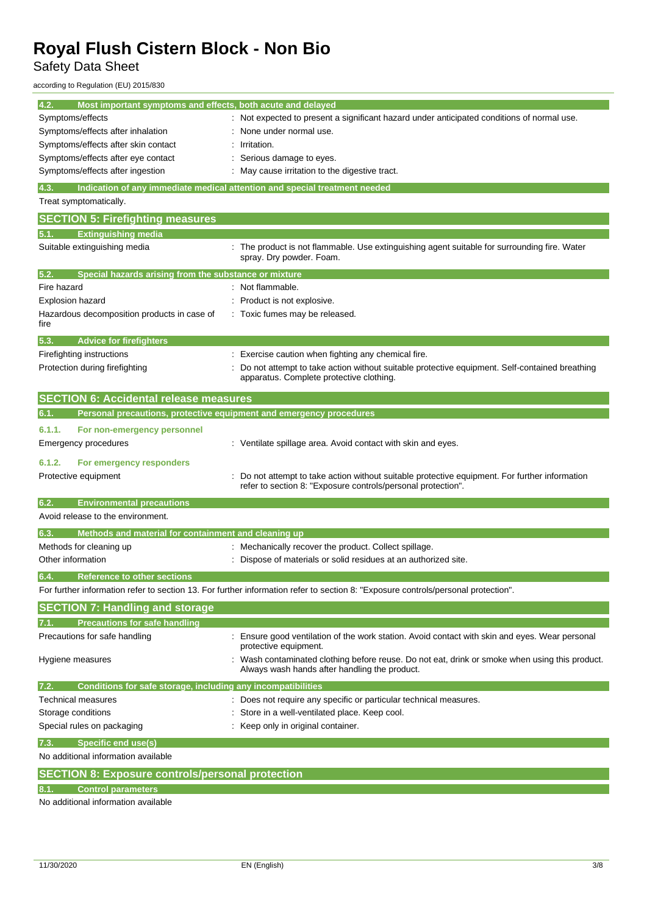### 4.2. Most important symptoms and effects, both acute and delayed

| | |
|---|---|
| Symptoms/effects | : Not expected to present a significant hazard under anticipated conditions of normal use. |
| Symptoms/effects after inhalation | : None under normal use. |
| Symptoms/effects after skin contact | : Irritation. |
| Symptoms/effects after eye contact | : Serious damage to eyes. |
| Symptoms/effects after ingestion | : May cause irritation to the digestive tract. |

### 4.3. Indication of any immediate medical attention and special treatment needed

Treat symptomatically.

## SECTION 5: Firefighting measures

### 5.1. Extinguishing media

| | |
|---|---|
| Suitable extinguishing media | : The product is not flammable. Use extinguishing agent suitable for surrounding fire. Water spray. Dry powder. Foam. |

### 5.2. Special hazards arising from the substance or mixture

| | |
|---|---|
| Fire hazard | : Not flammable. |
| Explosion hazard | : Product is not explosive. |
| Hazardous decomposition products in case of fire | : Toxic fumes may be released. |

### 5.3. Advice for firefighters

| | |
|---|---|
| Firefighting instructions | : Exercise caution when fighting any chemical fire. |
| Protection during firefighting | : Do not attempt to take action without suitable protective equipment. Self-contained breathing apparatus. Complete protective clothing. |

## SECTION 6: Accidental release measures

### 6.1. Personal precautions, protective equipment and emergency procedures

#### 6.1.1. For non-emergency personnel

| | |
|---|---|
| Emergency procedures | : Ventilate spillage area. Avoid contact with skin and eyes. |

#### 6.1.2. For emergency responders

| | |
|---|---|
| Protective equipment | : Do not attempt to take action without suitable protective equipment. For further information refer to section 8: "Exposure controls/personal protection". |

### 6.2. Environmental precautions

Avoid release to the environment.

### 6.3. Methods and material for containment and cleaning up

| | |
|---|---|
| Methods for cleaning up | : Mechanically recover the product. Collect spillage. |
| Other information | : Dispose of materials or solid residues at an authorized site. |

### 6.4. Reference to other sections

For further information refer to section 13. For further information refer to section 8: "Exposure controls/personal protection".

## SECTION 7: Handling and storage

### 7.1. Precautions for safe handling

| | |
|---|---|
| Precautions for safe handling | : Ensure good ventilation of the work station. Avoid contact with skin and eyes. Wear personal protective equipment. |
| Hygiene measures | : Wash contaminated clothing before reuse. Do not eat, drink or smoke when using this product. Always wash hands after handling the product. |

### 7.2. Conditions for safe storage, including any incompatibilities

| | |
|---|---|
| Technical measures | : Does not require any specific or particular technical measures. |
| Storage conditions | : Store in a well-ventilated place. Keep cool. |
| Special rules on packaging | : Keep only in original container. |

### 7.3. Specific end use(s)

No additional information available

## SECTION 8: Exposure controls/personal protection

### 8.1. Control parameters

No additional information available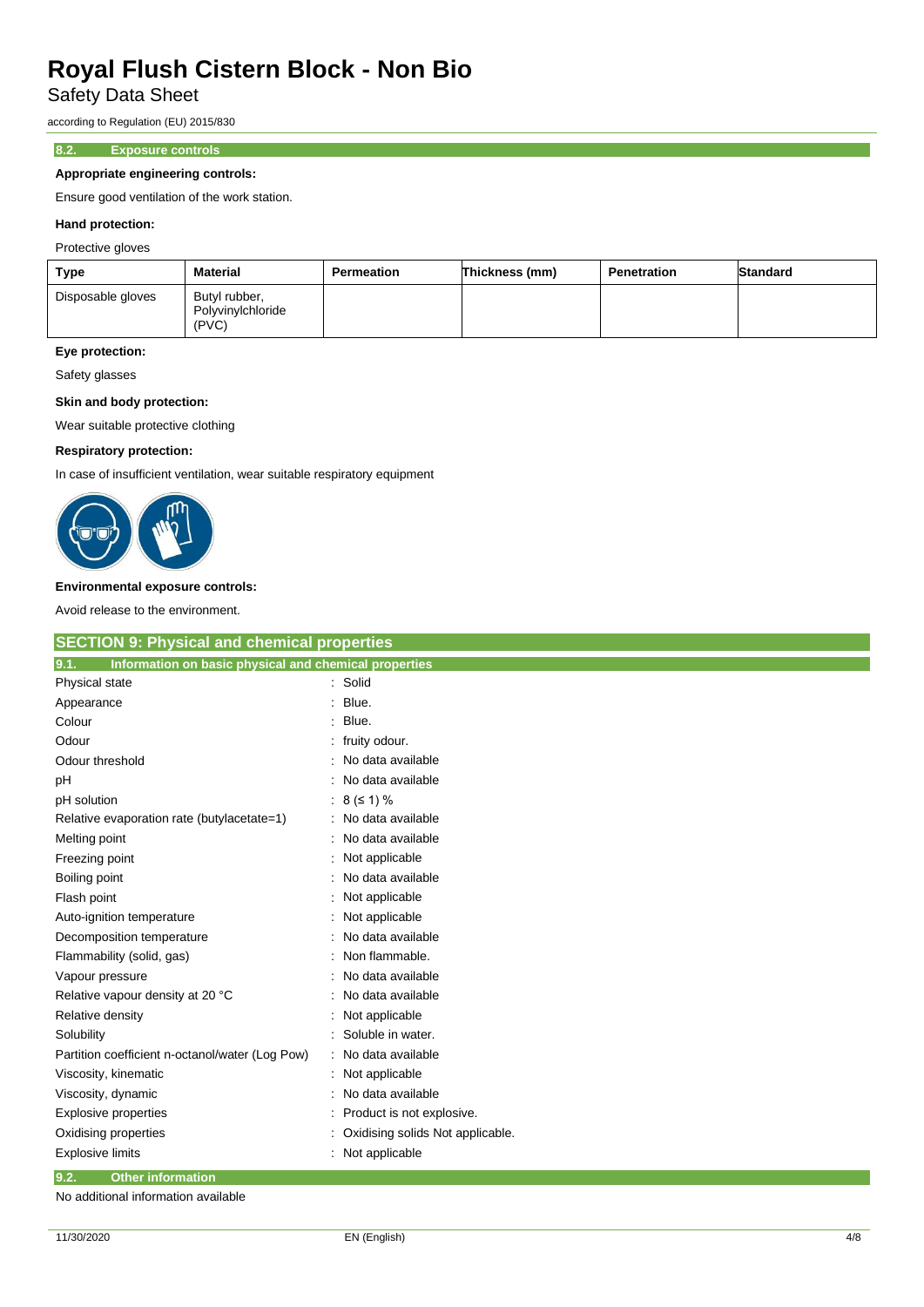### 8.2. Exposure controls

**Appropriate engineering controls:**

Ensure good ventilation of the work station.

**Hand protection:**

Protective gloves

| Type | Material | Permeation | Thickness (mm) | Penetration | Standard |
|---|---|---|---|---|---|
| Disposable gloves | Butyl rubber, Polyvinylchloride (PVC) | | | | |

**Eye protection:**

Safety glasses

**Skin and body protection:**

Wear suitable protective clothing

**Respiratory protection:**

In case of insufficient ventilation, wear suitable respiratory equipment

**Environmental exposure controls:**

Avoid release to the environment.

## SECTION 9: Physical and chemical properties

### 9.1. Information on basic physical and chemical properties

| | |
|---|---|
| Physical state | : Solid |
| Appearance | : Blue. |
| Colour | : Blue. |
| Odour | : fruity odour. |
| Odour threshold | : No data available |
| pH | : No data available |
| pH solution | : 8 (≤ 1) % |
| Relative evaporation rate (butylacetate=1) | : No data available |
| Melting point | : No data available |
| Freezing point | : Not applicable |
| Boiling point | : No data available |
| Flash point | : Not applicable |
| Auto-ignition temperature | : Not applicable |
| Decomposition temperature | : No data available |
| Flammability (solid, gas) | : Non flammable. |
| Vapour pressure | : No data available |
| Relative vapour density at 20 °C | : No data available |
| Relative density | : Not applicable |
| Solubility | : Soluble in water. |
| Partition coefficient n-octanol/water (Log Pow) | : No data available |
| Viscosity, kinematic | : Not applicable |
| Viscosity, dynamic | : No data available |
| Explosive properties | : Product is not explosive. |
| Oxidising properties | : Oxidising solids Not applicable. |
| Explosive limits | : Not applicable |

### 9.2. Other information

No additional information available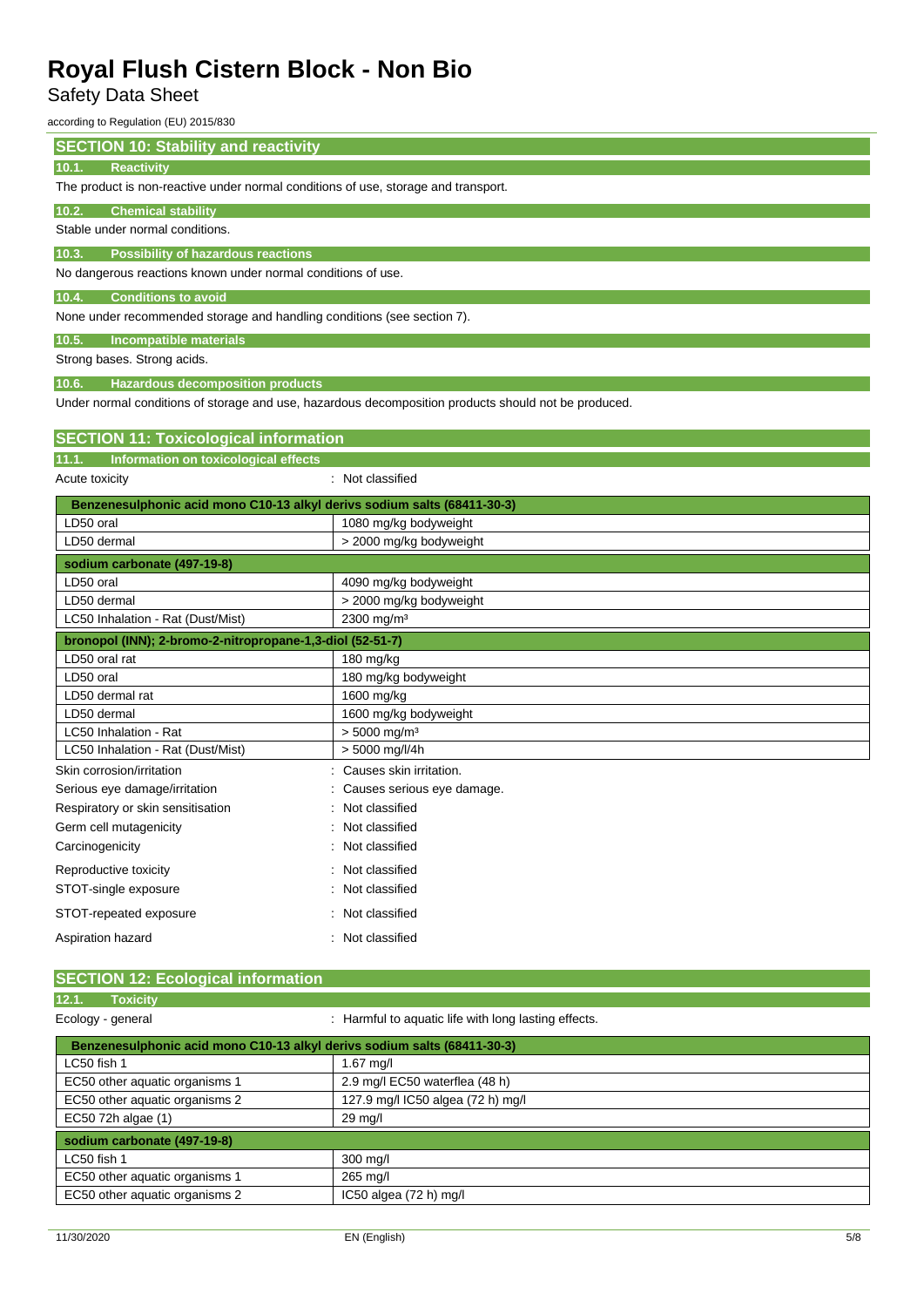## SECTION 10: Stability and reactivity

### 10.1. Reactivity

The product is non-reactive under normal conditions of use, storage and transport.

### 10.2. Chemical stability

Stable under normal conditions.

### 10.3. Possibility of hazardous reactions

No dangerous reactions known under normal conditions of use.

### 10.4. Conditions to avoid

None under recommended storage and handling conditions (see section 7).

### 10.5. Incompatible materials

Strong bases. Strong acids.

### 10.6. Hazardous decomposition products

Under normal conditions of storage and use, hazardous decomposition products should not be produced.

## SECTION 11: Toxicological information

### 11.1. Information on toxicological effects

Acute toxicity : Not classified

| Benzenesulphonic acid mono C10-13 alkyl derivs sodium salts (68411-30-3) | |
|---|---|
| LD50 oral | 1080 mg/kg bodyweight |
| LD50 dermal | > 2000 mg/kg bodyweight |
| **sodium carbonate (497-19-8)** | |
| LD50 oral | 4090 mg/kg bodyweight |
| LD50 dermal | > 2000 mg/kg bodyweight |
| LC50 Inhalation - Rat (Dust/Mist) | 2300 mg/m³ |
| **bronopol (INN); 2-bromo-2-nitropropane-1,3-diol (52-51-7)** | |
| LD50 oral rat | 180 mg/kg |
| LD50 oral | 180 mg/kg bodyweight |
| LD50 dermal rat | 1600 mg/kg |
| LD50 dermal | 1600 mg/kg bodyweight |
| LC50 Inhalation - Rat | > 5000 mg/m³ |
| LC50 Inhalation - Rat (Dust/Mist) | > 5000 mg/l/4h |

Skin corrosion/irritation : Causes skin irritation.

Serious eye damage/irritation : Causes serious eye damage.

Respiratory or skin sensitisation : Not classified

Germ cell mutagenicity : Not classified

Carcinogenicity : Not classified

Reproductive toxicity : Not classified

STOT-single exposure : Not classified

STOT-repeated exposure : Not classified

Aspiration hazard : Not classified

## SECTION 12: Ecological information

### 12.1. Toxicity

Ecology - general : Harmful to aquatic life with long lasting effects.

| Benzenesulphonic acid mono C10-13 alkyl derivs sodium salts (68411-30-3) | |
|---|---|
| LC50 fish 1 | 1.67 mg/l |
| EC50 other aquatic organisms 1 | 2.9 mg/l EC50 waterflea (48 h) |
| EC50 other aquatic organisms 2 | 127.9 mg/l IC50 algea (72 h) mg/l |
| EC50 72h algae (1) | 29 mg/l |
| **sodium carbonate (497-19-8)** | |
| LC50 fish 1 | 300 mg/l |
| EC50 other aquatic organisms 1 | 265 mg/l |
| EC50 other aquatic organisms 2 | IC50 algea (72 h) mg/l |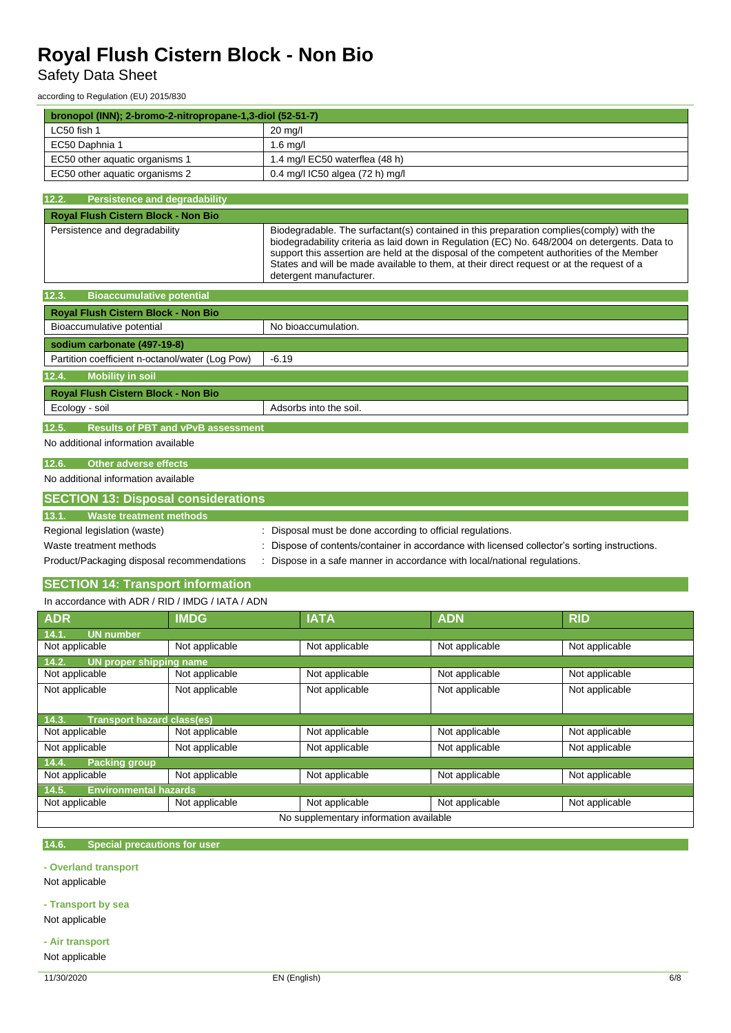| bronopol (INN); 2-bromo-2-nitropropane-1,3-diol (52-51-7) | |
|---|---|
| LC50 fish 1 | 20 mg/l |
| EC50 Daphnia 1 | 1.6 mg/l |
| EC50 other aquatic organisms 1 | 1.4 mg/l EC50 waterflea (48 h) |
| EC50 other aquatic organisms 2 | 0.4 mg/l IC50 algea (72 h) mg/l |

### 12.2. Persistence and degradability

| Royal Flush Cistern Block - Non Bio | |
|---|---|
| Persistence and degradability | Biodegradable. The surfactant(s) contained in this preparation complies(comply) with the biodegradability criteria as laid down in Regulation (EC) No. 648/2004 on detergents. Data to support this assertion are held at the disposal of the competent authorities of the Member States and will be made available to them, at their direct request or at the request of a detergent manufacturer. |

### 12.3. Bioaccumulative potential

| Royal Flush Cistern Block - Non Bio | |
|---|---|
| Bioaccumulative potential | No bioaccumulation. |
| **sodium carbonate (497-19-8)** | |
| Partition coefficient n-octanol/water (Log Pow) | -6.19 |

### 12.4. Mobility in soil

| Royal Flush Cistern Block - Non Bio | |
|---|---|
| Ecology - soil | Adsorbs into the soil. |

### 12.5. Results of PBT and vPvB assessment

No additional information available

### 12.6. Other adverse effects

No additional information available

## SECTION 13: Disposal considerations

### 13.1. Waste treatment methods

Regional legislation (waste) : Disposal must be done according to official regulations.

Waste treatment methods : Dispose of contents/container in accordance with licensed collector's sorting instructions.

Product/Packaging disposal recommendations : Dispose in a safe manner in accordance with local/national regulations.

## SECTION 14: Transport information

In accordance with ADR / RID / IMDG / IATA / ADN

| ADR | IMDG | IATA | ADN | RID |
|---|---|---|---|---|
| **14.1. UN number** | | | | |
| Not applicable | Not applicable | Not applicable | Not applicable | Not applicable |
| **14.2. UN proper shipping name** | | | | |
| Not applicable | Not applicable | Not applicable | Not applicable | Not applicable |
| Not applicable | Not applicable | Not applicable | Not applicable | Not applicable |
| **14.3. Transport hazard class(es)** | | | | |
| Not applicable | Not applicable | Not applicable | Not applicable | Not applicable |
| Not applicable | Not applicable | Not applicable | Not applicable | Not applicable |
| **14.4. Packing group** | | | | |
| Not applicable | Not applicable | Not applicable | Not applicable | Not applicable |
| **14.5. Environmental hazards** | | | | |
| Not applicable | Not applicable | Not applicable | Not applicable | Not applicable |
| No supplementary information available | | | | |

### 14.6. Special precautions for user

**- Overland transport**

Not applicable

**- Transport by sea**

Not applicable

**- Air transport**

Not applicable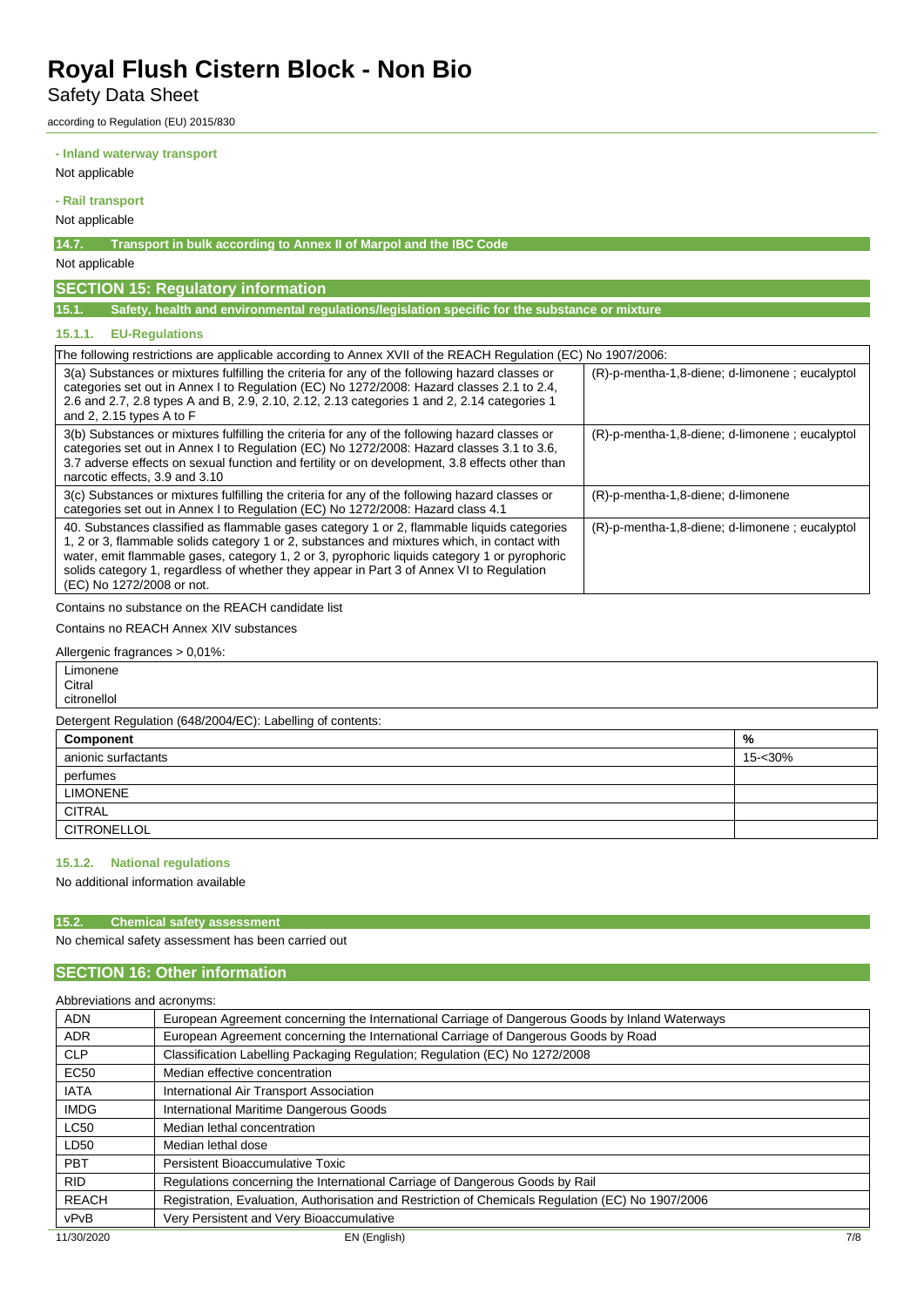**- Inland waterway transport**

Not applicable

**- Rail transport**

Not applicable

### 14.7. Transport in bulk according to Annex II of Marpol and the IBC Code

Not applicable

## SECTION 15: Regulatory information

### 15.1. Safety, health and environmental regulations/legislation specific for the substance or mixture

#### 15.1.1. EU-Regulations

| The following restrictions are applicable according to Annex XVII of the REACH Regulation (EC) No 1907/2006: | |
|---|---|
| 3(a) Substances or mixtures fulfilling the criteria for any of the following hazard classes or categories set out in Annex I to Regulation (EC) No 1272/2008: Hazard classes 2.1 to 2.4, 2.6 and 2.7, 2.8 types A and B, 2.9, 2.10, 2.12, 2.13 categories 1 and 2, 2.14 categories 1 and 2, 2.15 types A to F | (R)-p-mentha-1,8-diene; d-limonene ; eucalyptol |
| 3(b) Substances or mixtures fulfilling the criteria for any of the following hazard classes or categories set out in Annex I to Regulation (EC) No 1272/2008: Hazard classes 3.1 to 3.6, 3.7 adverse effects on sexual function and fertility or on development, 3.8 effects other than narcotic effects, 3.9 and 3.10 | (R)-p-mentha-1,8-diene; d-limonene ; eucalyptol |
| 3(c) Substances or mixtures fulfilling the criteria for any of the following hazard classes or categories set out in Annex I to Regulation (EC) No 1272/2008: Hazard class 4.1 | (R)-p-mentha-1,8-diene; d-limonene |
| 40. Substances classified as flammable gases category 1 or 2, flammable liquids categories 1, 2 or 3, flammable solids category 1 or 2, substances and mixtures which, in contact with water, emit flammable gases, category 1, 2 or 3, pyrophoric liquids category 1 or pyrophoric solids category 1, regardless of whether they appear in Part 3 of Annex VI to Regulation (EC) No 1272/2008 or not. | (R)-p-mentha-1,8-diene; d-limonene ; eucalyptol |

Contains no substance on the REACH candidate list

Contains no REACH Annex XIV substances

Allergenic fragrances > 0,01%:

Limonene
Citral
citronellol

Detergent Regulation (648/2004/EC): Labelling of contents:

| Component | % |
|---|---|
| anionic surfactants | 15-<30% |
| perfumes | |
| LIMONENE | |
| CITRAL | |
| CITRONELLOL | |

#### 15.1.2. National regulations

No additional information available

### 15.2. Chemical safety assessment

No chemical safety assessment has been carried out

## SECTION 16: Other information

Abbreviations and acronyms:

| | |
|---|---|
| ADN | European Agreement concerning the International Carriage of Dangerous Goods by Inland Waterways |
| ADR | European Agreement concerning the International Carriage of Dangerous Goods by Road |
| CLP | Classification Labelling Packaging Regulation; Regulation (EC) No 1272/2008 |
| EC50 | Median effective concentration |
| IATA | International Air Transport Association |
| IMDG | International Maritime Dangerous Goods |
| LC50 | Median lethal concentration |
| LD50 | Median lethal dose |
| PBT | Persistent Bioaccumulative Toxic |
| RID | Regulations concerning the International Carriage of Dangerous Goods by Rail |
| REACH | Registration, Evaluation, Authorisation and Restriction of Chemicals Regulation (EC) No 1907/2006 |
| vPvB | Very Persistent and Very Bioaccumulative |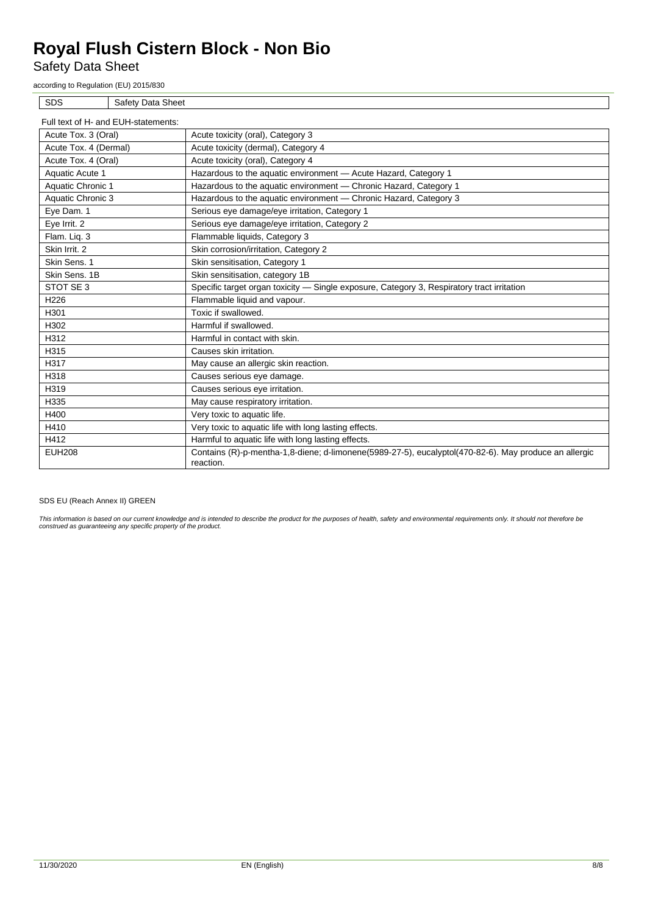| SDS | Safety Data Sheet |
|---|---|

Full text of H- and EUH-statements:

| | |
|---|---|
| Acute Tox. 3 (Oral) | Acute toxicity (oral), Category 3 |
| Acute Tox. 4 (Dermal) | Acute toxicity (dermal), Category 4 |
| Acute Tox. 4 (Oral) | Acute toxicity (oral), Category 4 |
| Aquatic Acute 1 | Hazardous to the aquatic environment — Acute Hazard, Category 1 |
| Aquatic Chronic 1 | Hazardous to the aquatic environment — Chronic Hazard, Category 1 |
| Aquatic Chronic 3 | Hazardous to the aquatic environment — Chronic Hazard, Category 3 |
| Eye Dam. 1 | Serious eye damage/eye irritation, Category 1 |
| Eye Irrit. 2 | Serious eye damage/eye irritation, Category 2 |
| Flam. Liq. 3 | Flammable liquids, Category 3 |
| Skin Irrit. 2 | Skin corrosion/irritation, Category 2 |
| Skin Sens. 1 | Skin sensitisation, Category 1 |
| Skin Sens. 1B | Skin sensitisation, category 1B |
| STOT SE 3 | Specific target organ toxicity — Single exposure, Category 3, Respiratory tract irritation |
| H226 | Flammable liquid and vapour. |
| H301 | Toxic if swallowed. |
| H302 | Harmful if swallowed. |
| H312 | Harmful in contact with skin. |
| H315 | Causes skin irritation. |
| H317 | May cause an allergic skin reaction. |
| H318 | Causes serious eye damage. |
| H319 | Causes serious eye irritation. |
| H335 | May cause respiratory irritation. |
| H400 | Very toxic to aquatic life. |
| H410 | Very toxic to aquatic life with long lasting effects. |
| H412 | Harmful to aquatic life with long lasting effects. |
| EUH208 | Contains (R)-p-mentha-1,8-diene; d-limonene(5989-27-5), eucalyptol(470-82-6). May produce an allergic reaction. |

SDS EU (Reach Annex II) GREEN

*This information is based on our current knowledge and is intended to describe the product for the purposes of health, safety and environmental requirements only. It should not therefore be construed as guaranteeing any specific property of the product.*